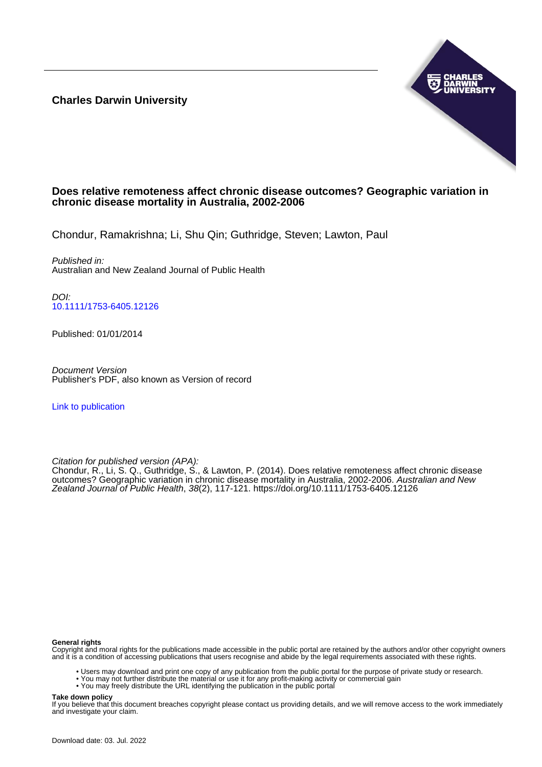**Charles Darwin University**

# Does relative remoteness affect chronic disease outcomes? Geographic variation in chronic disease mortality in Australia, 2002-2006

Chondur, Ramakrishna; Li, Shu Qin; Guthridge, Steven; Lawton, Paul

*Published in:*
Australian and New Zealand Journal of Public Health

*DOI:*
10.1111/1753-6405.12126

Published: 01/01/2014

*Document Version*
Publisher's PDF, also known as Version of record

Link to publication

*Citation for published version (APA):*
Chondur, R., Li, S. Q., Guthridge, S., & Lawton, P. (2014). Does relative remoteness affect chronic disease outcomes? Geographic variation in chronic disease mortality in Australia, 2002-2006. *Australian and New Zealand Journal of Public Health*, *38*(2), 117-121. https://doi.org/10.1111/1753-6405.12126

**General rights**
Copyright and moral rights for the publications made accessible in the public portal are retained by the authors and/or other copyright owners and it is a condition of accessing publications that users recognise and abide by the legal requirements associated with these rights.

- Users may download and print one copy of any publication from the public portal for the purpose of private study or research.
- You may not further distribute the material or use it for any profit-making activity or commercial gain
- You may freely distribute the URL identifying the publication in the public portal

**Take down policy**
If you believe that this document breaches copyright please contact us providing details, and we will remove access to the work immediately and investigate your claim.

Download date: 03. Jul. 2022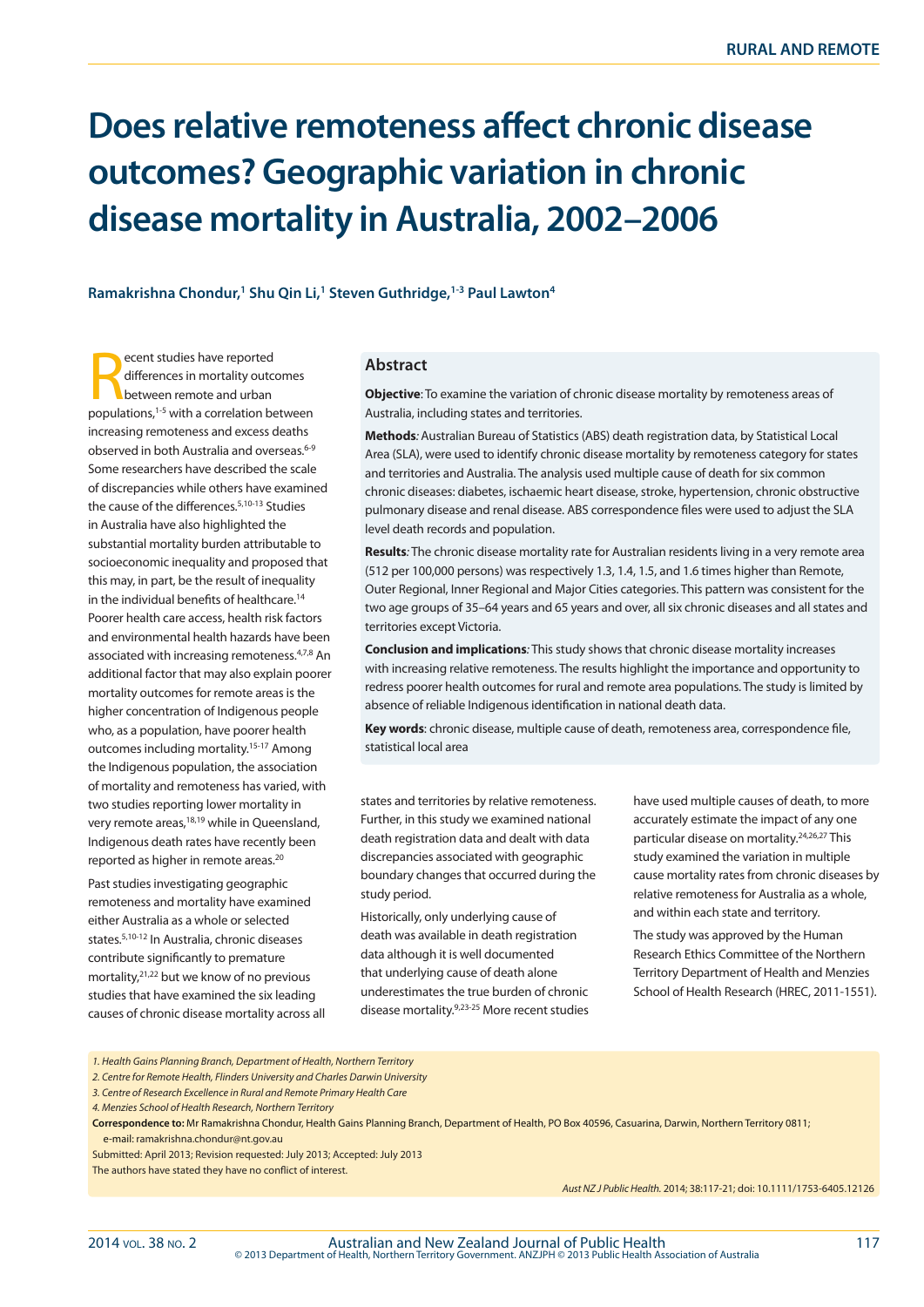# Does relative remoteness affect chronic disease outcomes? Geographic variation in chronic disease mortality in Australia, 2002–2006

**Ramakrishna Chondur,[1] Shu Qin Li,[1] Steven Guthridge,[1-3] Paul Lawton[4]**

## Abstract

**Objective**: To examine the variation of chronic disease mortality by remoteness areas of Australia, including states and territories.

**Methods**: Australian Bureau of Statistics (ABS) death registration data, by Statistical Local Area (SLA), were used to identify chronic disease mortality by remoteness category for states and territories and Australia. The analysis used multiple cause of death for six common chronic diseases: diabetes, ischaemic heart disease, stroke, hypertension, chronic obstructive pulmonary disease and renal disease. ABS correspondence files were used to adjust the SLA level death records and population.

**Results**: The chronic disease mortality rate for Australian residents living in a very remote area (512 per 100,000 persons) was respectively 1.3, 1.4, 1.5, and 1.6 times higher than Remote, Outer Regional, Inner Regional and Major Cities categories. This pattern was consistent for the two age groups of 35–64 years and 65 years and over, all six chronic diseases and all states and territories except Victoria.

**Conclusion and implications**: This study shows that chronic disease mortality increases with increasing relative remoteness. The results highlight the importance and opportunity to redress poorer health outcomes for rural and remote area populations. The study is limited by absence of reliable Indigenous identification in national death data.

**Key words**: chronic disease, multiple cause of death, remoteness area, correspondence file, statistical local area

Recent studies have reported differences in mortality outcomes between remote and urban populations,[1-5] with a correlation between increasing remoteness and excess deaths observed in both Australia and overseas.[6-9] Some researchers have described the scale of discrepancies while others have examined the cause of the differences.[5,10-13] Studies in Australia have also highlighted the substantial mortality burden attributable to socioeconomic inequality and proposed that this may, in part, be the result of inequality in the individual benefits of healthcare.[14] Poorer health care access, health risk factors and environmental health hazards have been associated with increasing remoteness.[4,7,8] An additional factor that may also explain poorer mortality outcomes for remote areas is the higher concentration of Indigenous people who, as a population, have poorer health outcomes including mortality.[15-17] Among the Indigenous population, the association of mortality and remoteness has varied, with two studies reporting lower mortality in very remote areas,[18,19] while in Queensland, Indigenous death rates have recently been reported as higher in remote areas.[20]

Past studies investigating geographic remoteness and mortality have examined either Australia as a whole or selected states.[5,10-12] In Australia, chronic diseases contribute significantly to premature mortality,[21,22] but we know of no previous studies that have examined the six leading causes of chronic disease mortality across all states and territories by relative remoteness. Further, in this study we examined national death registration data and dealt with data discrepancies associated with geographic boundary changes that occurred during the study period.

Historically, only underlying cause of death was available in death registration data although it is well documented that underlying cause of death alone underestimates the true burden of chronic disease mortality.[9,23-25] More recent studies have used multiple causes of death, to more accurately estimate the impact of any one particular disease on mortality.[24,26,27] This study examined the variation in multiple cause mortality rates from chronic diseases by relative remoteness for Australia as a whole, and within each state and territory.

The study was approved by the Human Research Ethics Committee of the Northern Territory Department of Health and Menzies School of Health Research (HREC, 2011-1551).

*1. Health Gains Planning Branch, Department of Health, Northern Territory*
*2. Centre for Remote Health, Flinders University and Charles Darwin University*
*3. Centre of Research Excellence in Rural and Remote Primary Health Care*
*4. Menzies School of Health Research, Northern Territory*

**Correspondence to:** Mr Ramakrishna Chondur, Health Gains Planning Branch, Department of Health, PO Box 40596, Casuarina, Darwin, Northern Territory 0811; e-mail: ramakrishna.chondur@nt.gov.au

Submitted: April 2013; Revision requested: July 2013; Accepted: July 2013

The authors have stated they have no conflict of interest.

*Aust NZ J Public Health.* 2014; 38:117-21; doi: 10.1111/1753-6405.12126

© 2013 Department of Health, Northern Territory Government. ANZJPH © 2013 Public Health Association of Australia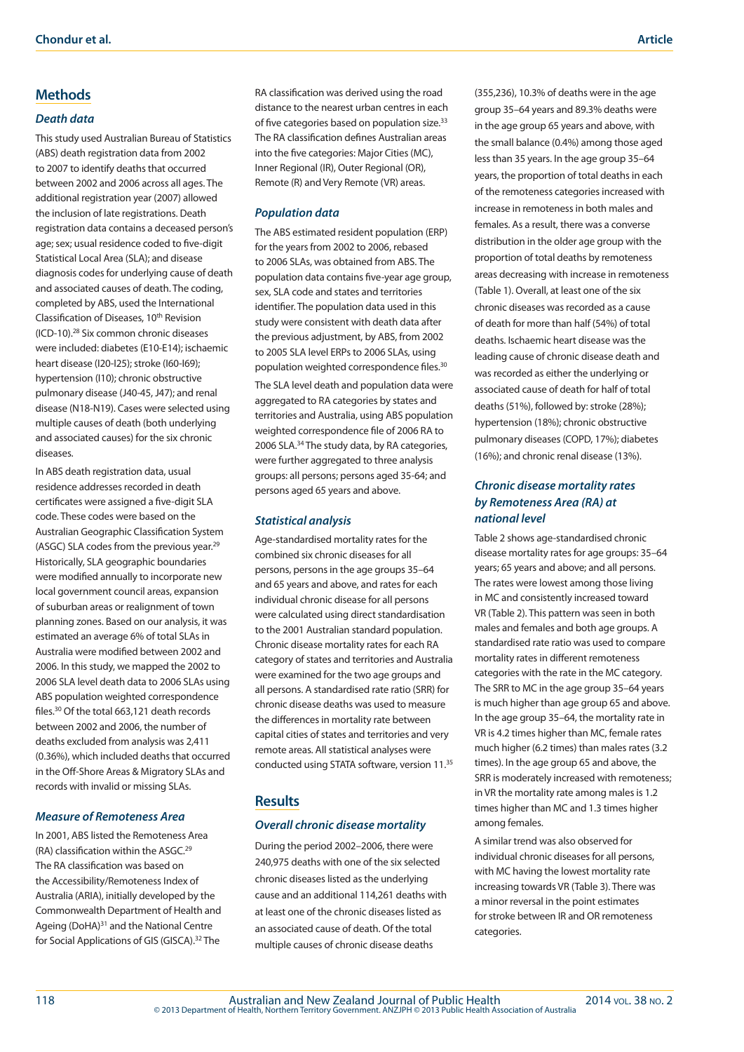## Methods

### Death data

This study used Australian Bureau of Statistics (ABS) death registration data from 2002 to 2007 to identify deaths that occurred between 2002 and 2006 across all ages. The additional registration year (2007) allowed the inclusion of late registrations. Death registration data contains a deceased person's age; sex; usual residence coded to five-digit Statistical Local Area (SLA); and disease diagnosis codes for underlying cause of death and associated causes of death. The coding, completed by ABS, used the International Classification of Diseases, 10th Revision (ICD-10).[28] Six common chronic diseases were included: diabetes (E10-E14); ischaemic heart disease (I20-I25); stroke (I60-I69); hypertension (I10); chronic obstructive pulmonary disease (J40-45, J47); and renal disease (N18-N19). Cases were selected using multiple causes of death (both underlying and associated causes) for the six chronic diseases.

In ABS death registration data, usual residence addresses recorded in death certificates were assigned a five-digit SLA code. These codes were based on the Australian Geographic Classification System (ASGC) SLA codes from the previous year.[29] Historically, SLA geographic boundaries were modified annually to incorporate new local government council areas, expansion of suburban areas or realignment of town planning zones. Based on our analysis, it was estimated an average 6% of total SLAs in Australia were modified between 2002 and 2006. In this study, we mapped the 2002 to 2006 SLA level death data to 2006 SLAs using ABS population weighted correspondence files.[30] Of the total 663,121 death records between 2002 and 2006, the number of deaths excluded from analysis was 2,411 (0.36%), which included deaths that occurred in the Off-Shore Areas & Migratory SLAs and records with invalid or missing SLAs.

### Measure of Remoteness Area

In 2001, ABS listed the Remoteness Area (RA) classification within the ASGC.[29] The RA classification was based on the Accessibility/Remoteness Index of Australia (ARIA), initially developed by the Commonwealth Department of Health and Ageing (DoHA)[31] and the National Centre for Social Applications of GIS (GISCA).[32] The RA classification was derived using the road distance to the nearest urban centres in each of five categories based on population size.[33] The RA classification defines Australian areas into the five categories: Major Cities (MC), Inner Regional (IR), Outer Regional (OR), Remote (R) and Very Remote (VR) areas.

### Population data

The ABS estimated resident population (ERP) for the years from 2002 to 2006, rebased to 2006 SLAs, was obtained from ABS. The population data contains five-year age group, sex, SLA code and states and territories identifier. The population data used in this study were consistent with death data after the previous adjustment, by ABS, from 2002 to 2005 SLA level ERPs to 2006 SLAs, using population weighted correspondence files.[30]

The SLA level death and population data were aggregated to RA categories by states and territories and Australia, using ABS population weighted correspondence file of 2006 RA to 2006 SLA.[34] The study data, by RA categories, were further aggregated to three analysis groups: all persons; persons aged 35-64; and persons aged 65 years and above.

### Statistical analysis

Age-standardised mortality rates for the combined six chronic diseases for all persons, persons in the age groups 35–64 and 65 years and above, and rates for each individual chronic disease for all persons were calculated using direct standardisation to the 2001 Australian standard population. Chronic disease mortality rates for each RA category of states and territories and Australia were examined for the two age groups and all persons. A standardised rate ratio (SRR) for chronic disease deaths was used to measure the differences in mortality rate between capital cities of states and territories and very remote areas. All statistical analyses were conducted using STATA software, version 11.[35]

## Results

### Overall chronic disease mortality

During the period 2002–2006, there were 240,975 deaths with one of the six selected chronic diseases listed as the underlying cause and an additional 114,261 deaths with at least one of the chronic diseases listed as an associated cause of death. Of the total multiple causes of chronic disease deaths (355,236), 10.3% of deaths were in the age group 35–64 years and 89.3% deaths were in the age group 65 years and above, with the small balance (0.4%) among those aged less than 35 years. In the age group 35–64 years, the proportion of total deaths in each of the remoteness categories increased with increase in remoteness in both males and females. As a result, there was a converse distribution in the older age group with the proportion of total deaths by remoteness areas decreasing with increase in remoteness (Table 1). Overall, at least one of the six chronic diseases was recorded as a cause of death for more than half (54%) of total deaths. Ischaemic heart disease was the leading cause of chronic disease death and was recorded as either the underlying or associated cause of death for half of total deaths (51%), followed by: stroke (28%); hypertension (18%); chronic obstructive pulmonary diseases (COPD, 17%); diabetes (16%); and chronic renal disease (13%).

### Chronic disease mortality rates by Remoteness Area (RA) at national level

Table 2 shows age-standardised chronic disease mortality rates for age groups: 35–64 years; 65 years and above; and all persons. The rates were lowest among those living in MC and consistently increased toward VR (Table 2). This pattern was seen in both males and females and both age groups. A standardised rate ratio was used to compare mortality rates in different remoteness categories with the rate in the MC category. The SRR to MC in the age group 35–64 years is much higher than age group 65 and above. In the age group 35–64, the mortality rate in VR is 4.2 times higher than MC, female rates much higher (6.2 times) than males rates (3.2 times). In the age group 65 and above, the SRR is moderately increased with remoteness; in VR the mortality rate among males is 1.2 times higher than MC and 1.3 times higher among females.

A similar trend was also observed for individual chronic diseases for all persons, with MC having the lowest mortality rate increasing towards VR (Table 3). There was a minor reversal in the point estimates for stroke between IR and OR remoteness categories.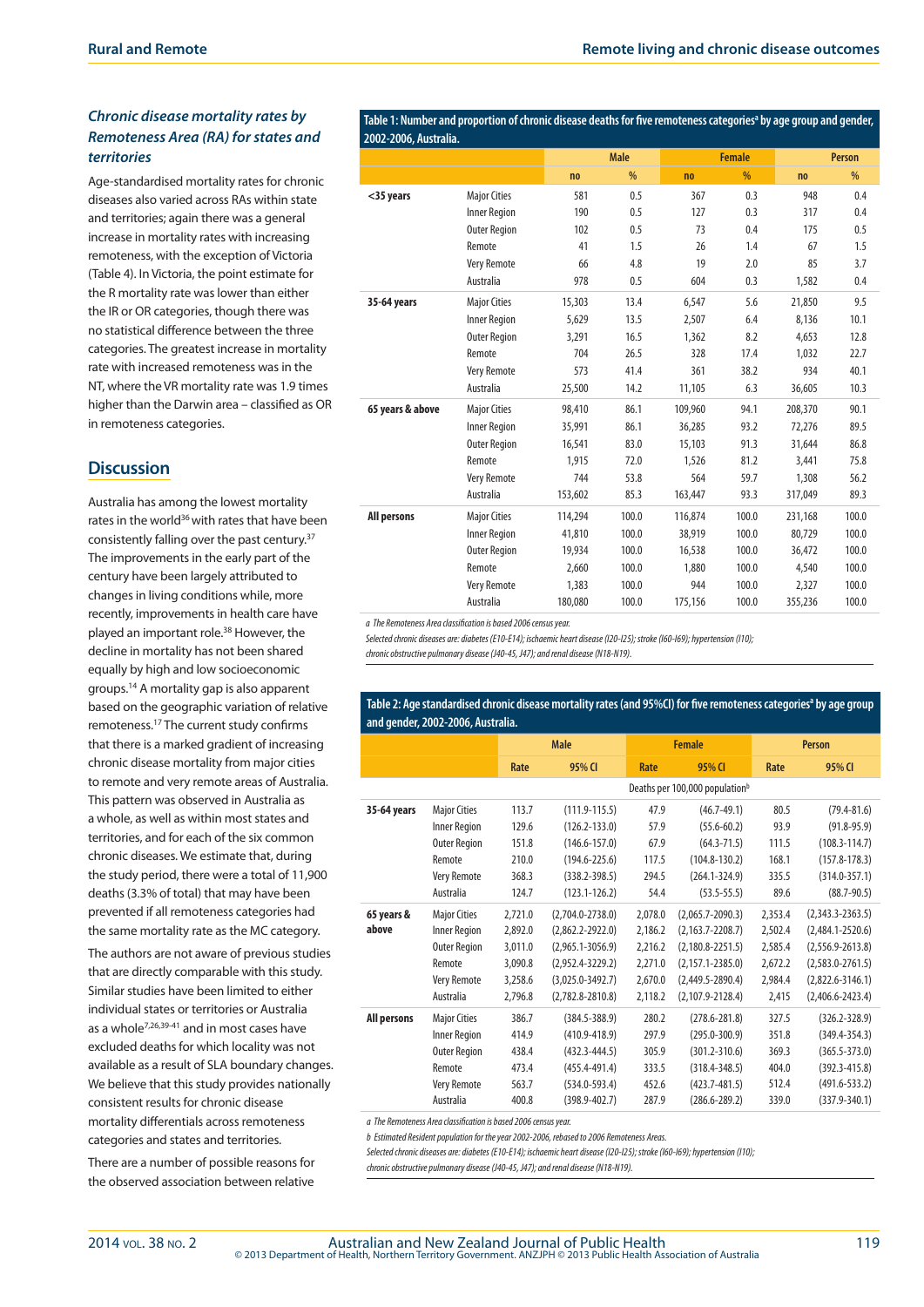### *Chronic disease mortality rates by Remoteness Area (RA) for states and territories*

Age-standardised mortality rates for chronic diseases also varied across RAs within state and territories; again there was a general increase in mortality rates with increasing remoteness, with the exception of Victoria (Table 4). In Victoria, the point estimate for the R mortality rate was lower than either the IR or OR categories, though there was no statistical difference between the three categories. The greatest increase in mortality rate with increased remoteness was in the NT, where the VR mortality rate was 1.9 times higher than the Darwin area – classified as OR in remoteness categories.

## Discussion

Australia has among the lowest mortality rates in the world[36] with rates that have been consistently falling over the past century.[37] The improvements in the early part of the century have been largely attributed to changes in living conditions while, more recently, improvements in health care have played an important role.[38] However, the decline in mortality has not been shared equally by high and low socioeconomic groups.[14] A mortality gap is also apparent based on the geographic variation of relative remoteness.[17] The current study confirms that there is a marked gradient of increasing chronic disease mortality from major cities to remote and very remote areas of Australia. This pattern was observed in Australia as a whole, as well as within most states and territories, and for each of the six common chronic diseases. We estimate that, during the study period, there were a total of 11,900 deaths (3.3% of total) that may have been prevented if all remoteness categories had the same mortality rate as the MC category.

The authors are not aware of previous studies that are directly comparable with this study. Similar studies have been limited to either individual states or territories or Australia as a whole[7,26,39-41] and in most cases have excluded deaths for which locality was not available as a result of SLA boundary changes. We believe that this study provides nationally consistent results for chronic disease mortality differentials across remoteness categories and states and territories.

There are a number of possible reasons for the observed association between relative

**Table 1: Number and proportion of chronic disease deaths for five remoteness categories[a] by age group and gender, 2002-2006, Australia.**

| | | Male | | Female | | Person | |
|---|---|---|---|---|---|---|---|
| | | no | % | no | % | no | % |
| **<35 years** | Major Cities | 581 | 0.5 | 367 | 0.3 | 948 | 0.4 |
| | Inner Region | 190 | 0.5 | 127 | 0.3 | 317 | 0.4 |
| | Outer Region | 102 | 0.5 | 73 | 0.4 | 175 | 0.5 |
| | Remote | 41 | 1.5 | 26 | 1.4 | 67 | 1.5 |
| | Very Remote | 66 | 4.8 | 19 | 2.0 | 85 | 3.7 |
| | Australia | 978 | 0.5 | 604 | 0.3 | 1,582 | 0.4 |
| **35-64 years** | Major Cities | 15,303 | 13.4 | 6,547 | 5.6 | 21,850 | 9.5 |
| | Inner Region | 5,629 | 13.5 | 2,507 | 6.4 | 8,136 | 10.1 |
| | Outer Region | 3,291 | 16.5 | 1,362 | 8.2 | 4,653 | 12.8 |
| | Remote | 704 | 26.5 | 328 | 17.4 | 1,032 | 22.7 |
| | Very Remote | 573 | 41.4 | 361 | 38.2 | 934 | 40.1 |
| | Australia | 25,500 | 14.2 | 11,105 | 6.3 | 36,605 | 10.3 |
| **65 years & above** | Major Cities | 98,410 | 86.1 | 109,960 | 94.1 | 208,370 | 90.1 |
| | Inner Region | 35,991 | 86.1 | 36,285 | 93.2 | 72,276 | 89.5 |
| | Outer Region | 16,541 | 83.0 | 15,103 | 91.3 | 31,644 | 86.8 |
| | Remote | 1,915 | 72.0 | 1,526 | 81.2 | 3,441 | 75.8 |
| | Very Remote | 744 | 53.8 | 564 | 59.7 | 1,308 | 56.2 |
| | Australia | 153,602 | 85.3 | 163,447 | 93.3 | 317,049 | 89.3 |
| **All persons** | Major Cities | 114,294 | 100.0 | 116,874 | 100.0 | 231,168 | 100.0 |
| | Inner Region | 41,810 | 100.0 | 38,919 | 100.0 | 80,729 | 100.0 |
| | Outer Region | 19,934 | 100.0 | 16,538 | 100.0 | 36,472 | 100.0 |
| | Remote | 2,660 | 100.0 | 1,880 | 100.0 | 4,540 | 100.0 |
| | Very Remote | 1,383 | 100.0 | 944 | 100.0 | 2,327 | 100.0 |
| | Australia | 180,080 | 100.0 | 175,156 | 100.0 | 355,236 | 100.0 |

*a The Remoteness Area classification is based 2006 census year.*

*Selected chronic diseases are: diabetes (E10-E14); ischaemic heart disease (I20-I25); stroke (I60-I69); hypertension (I10); chronic obstructive pulmonary disease (J40-45, J47); and renal disease (N18-N19).*

**Table 2: Age standardised chronic disease mortality rates (and 95%CI) for five remoteness categories[a] by age group and gender, 2002-2006, Australia.**

| | | Male | | Female | | Person | |
|---|---|---|---|---|---|---|---|
| | | Rate | 95% CI | Rate | 95% CI | Rate | 95% CI |
| | | | | Deaths per 100,000 population[b] | | | |
| **35-64 years** | Major Cities | 113.7 | (111.9-115.5) | 47.9 | (46.7-49.1) | 80.5 | (79.4-81.6) |
| | Inner Region | 129.6 | (126.2-133.0) | 57.9 | (55.6-60.2) | 93.9 | (91.8-95.9) |
| | Outer Region | 151.8 | (146.6-157.0) | 67.9 | (64.3-71.5) | 111.5 | (108.3-114.7) |
| | Remote | 210.0 | (194.6-225.6) | 117.5 | (104.8-130.2) | 168.1 | (157.8-178.3) |
| | Very Remote | 368.3 | (338.2-398.5) | 294.5 | (264.1-324.9) | 335.5 | (314.0-357.1) |
| | Australia | 124.7 | (123.1-126.2) | 54.4 | (53.5-55.5) | 89.6 | (88.7-90.5) |
| **65 years & above** | Major Cities | 2,721.0 | (2,704.0-2738.0) | 2,078.0 | (2,065.7-2090.3) | 2,353.4 | (2,343.3-2363.5) |
| | Inner Region | 2,892.0 | (2,862.2-2922.0) | 2,186.2 | (2,163.7-2208.7) | 2,502.4 | (2,484.1-2520.6) |
| | Outer Region | 3,011.0 | (2,965.1-3056.9) | 2,216.2 | (2,180.8-2251.5) | 2,585.4 | (2,556.9-2613.8) |
| | Remote | 3,090.8 | (2,952.4-3229.2) | 2,271.0 | (2,157.1-2385.0) | 2,672.2 | (2,583.0-2761.5) |
| | Very Remote | 3,258.6 | (3,025.0-3492.7) | 2,670.0 | (2,449.5-2890.4) | 2,984.4 | (2,822.6-3146.1) |
| | Australia | 2,796.8 | (2,782.8-2810.8) | 2,118.2 | (2,107.9-2128.4) | 2,415 | (2,406.6-2423.4) |
| **All persons** | Major Cities | 386.7 | (384.5-388.9) | 280.2 | (278.6-281.8) | 327.5 | (326.2-328.9) |
| | Inner Region | 414.9 | (410.9-418.9) | 297.9 | (295.0-300.9) | 351.8 | (349.4-354.3) |
| | Outer Region | 438.4 | (432.3-444.5) | 305.9 | (301.2-310.6) | 369.3 | (365.5-373.0) |
| | Remote | 473.4 | (455.4-491.4) | 333.5 | (318.4-348.5) | 404.0 | (392.3-415.8) |
| | Very Remote | 563.7 | (534.0-593.4) | 452.6 | (423.7-481.5) | 512.4 | (491.6-533.2) |
| | Australia | 400.8 | (398.9-402.7) | 287.9 | (286.6-289.2) | 339.0 | (337.9-340.1) |

*a The Remoteness Area classification is based 2006 census year.*

*b Estimated Resident population for the year 2002-2006, rebased to 2006 Remoteness Areas.*

*Selected chronic diseases are: diabetes (E10-E14); ischaemic heart disease (I20-I25); stroke (I60-I69); hypertension (I10); chronic obstructive pulmonary disease (J40-45, J47); and renal disease (N18-N19).*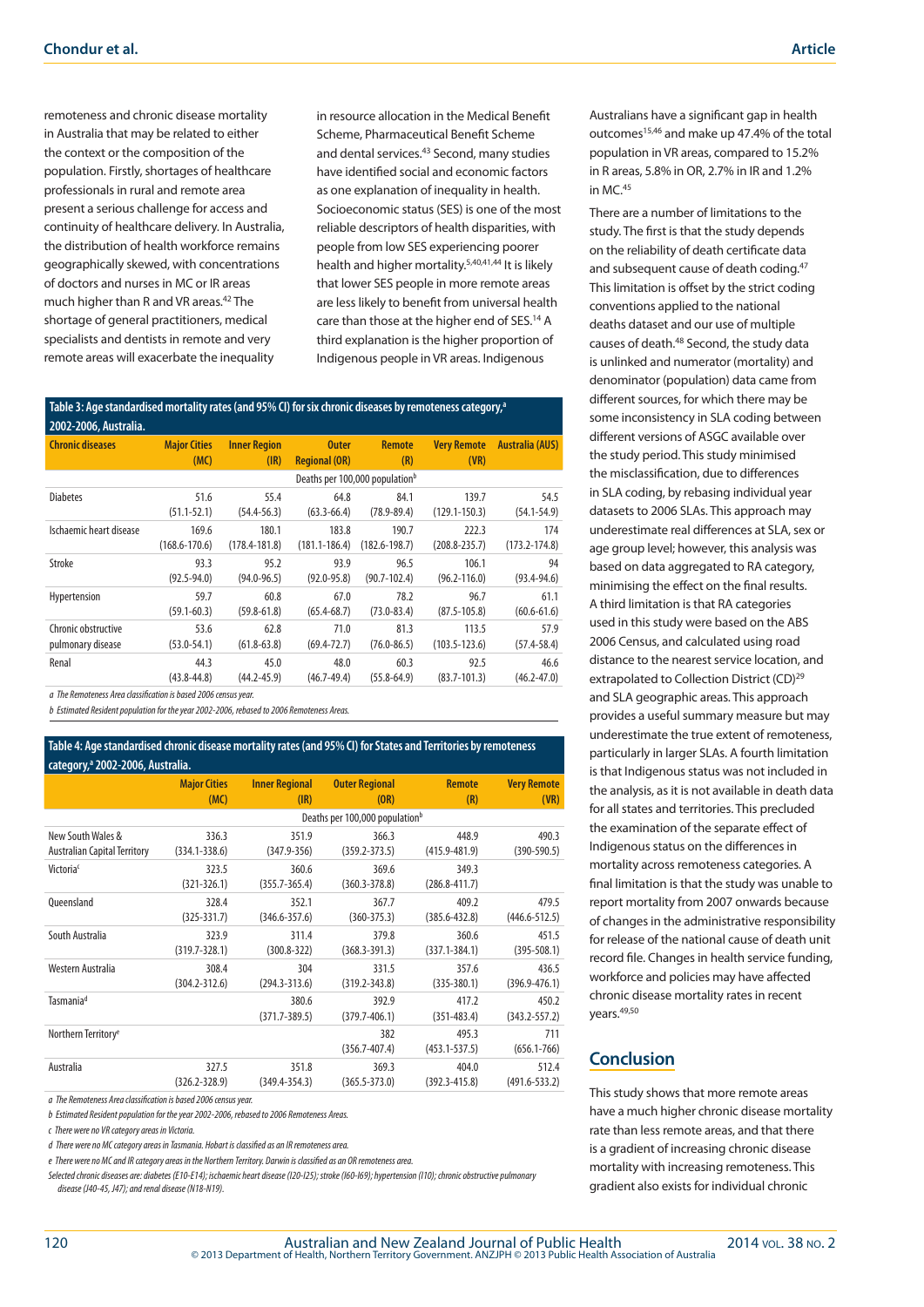remoteness and chronic disease mortality in Australia that may be related to either the context or the composition of the population. Firstly, shortages of healthcare professionals in rural and remote area present a serious challenge for access and continuity of healthcare delivery. In Australia, the distribution of health workforce remains geographically skewed, with concentrations of doctors and nurses in MC or IR areas much higher than R and VR areas.[42] The shortage of general practitioners, medical specialists and dentists in remote and very remote areas will exacerbate the inequality in resource allocation in the Medical Benefit Scheme, Pharmaceutical Benefit Scheme and dental services.[43] Second, many studies have identified social and economic factors as one explanation of inequality in health. Socioeconomic status (SES) is one of the most reliable descriptors of health disparities, with people from low SES experiencing poorer health and higher mortality.[5,40,41,44] It is likely that lower SES people in more remote areas are less likely to benefit from universal health care than those at the higher end of SES.[14] A third explanation is the higher proportion of Indigenous people in VR areas. Indigenous Australians have a significant gap in health outcomes[15,46] and make up 47.4% of the total population in VR areas, compared to 15.2% in R areas, 5.8% in OR, 2.7% in IR and 1.2% in MC.[45]

**Table 3: Age standardised mortality rates (and 95% CI) for six chronic diseases by remoteness category,[a] 2002-2006, Australia.**

| Chronic diseases | Major Cities (MC) | Inner Region (IR) | Outer Regional (OR) | Remote (R) | Very Remote (VR) | Australia (AUS) |
|---|---|---|---|---|---|---|
| | Deaths per 100,000 population[b] | | | | | |
| Diabetes | 51.6 (51.1-52.1) | 55.4 (54.4-56.3) | 64.8 (63.3-66.4) | 84.1 (78.9-89.4) | 139.7 (129.1-150.3) | 54.5 (54.1-54.9) |
| Ischaemic heart disease | 169.6 (168.6-170.6) | 180.1 (178.4-181.8) | 183.8 (181.1-186.4) | 190.7 (182.6-198.7) | 222.3 (208.8-235.7) | 174 (173.2-174.8) |
| Stroke | 93.3 (92.5-94.0) | 95.2 (94.0-96.5) | 93.9 (92.0-95.8) | 96.5 (90.7-102.4) | 106.1 (96.2-116.0) | 94 (93.4-94.6) |
| Hypertension | 59.7 (59.1-60.3) | 60.8 (59.8-61.8) | 67.0 (65.4-68.7) | 78.2 (73.0-83.4) | 96.7 (87.5-105.8) | 61.1 (60.6-61.6) |
| Chronic obstructive pulmonary disease | 53.6 (53.0-54.1) | 62.8 (61.8-63.8) | 71.0 (69.4-72.7) | 81.3 (76.0-86.5) | 113.5 (103.5-123.6) | 57.9 (57.4-58.4) |
| Renal | 44.3 (43.8-44.8) | 45.0 (44.2-45.9) | 48.0 (46.7-49.4) | 60.3 (55.8-64.9) | 92.5 (83.7-101.3) | 46.6 (46.2-47.0) |

*a The Remoteness Area classification is based 2006 census year.*

*b Estimated Resident population for the year 2002-2006, rebased to 2006 Remoteness Areas.*

**Table 4: Age standardised chronic disease mortality rates (and 95% CI) for States and Territories by remoteness category,[a] 2002-2006, Australia.**

| | Major Cities (MC) | Inner Regional (IR) | Outer Regional (OR) | Remote (R) | Very Remote (VR) |
|---|---|---|---|---|---|
| | Deaths per 100,000 population[b] | | | | |
| New South Wales & Australian Capital Territory | 336.3 (334.1-338.6) | 351.9 (347.9-356) | 366.3 (359.2-373.5) | 448.9 (415.9-481.9) | 490.3 (390-590.5) |
| Victoria[c] | 323.5 (321-326.1) | 360.6 (355.7-365.4) | 369.6 (360.3-378.8) | 349.3 (286.8-411.7) | |
| Queensland | 328.4 (325-331.7) | 352.1 (346.6-357.6) | 367.7 (360-375.3) | 409.2 (385.6-432.8) | 479.5 (446.6-512.5) |
| South Australia | 323.9 (319.7-328.1) | 311.4 (300.8-322) | 379.8 (368.3-391.3) | 360.6 (337.1-384.1) | 451.5 (395-508.1) |
| Western Australia | 308.4 (304.2-312.6) | 304 (294.3-313.6) | 331.5 (319.2-343.8) | 357.6 (335-380.1) | 436.5 (396.9-476.1) |
| Tasmania[d] | | 380.6 (371.7-389.5) | 392.9 (379.7-406.1) | 417.2 (351-483.4) | 450.2 (343.2-557.2) |
| Northern Territory[e] | | | 382 (356.7-407.4) | 495.3 (453.1-537.5) | 711 (656.1-766) |
| Australia | 327.5 (326.2-328.9) | 351.8 (349.4-354.3) | 369.3 (365.5-373.0) | 404.0 (392.3-415.8) | 512.4 (491.6-533.2) |

*a The Remoteness Area classification is based 2006 census year.*

*b Estimated Resident population for the year 2002-2006, rebased to 2006 Remoteness Areas.*

*c There were no VR category areas in Victoria.*

*d There were no MC category areas in Tasmania. Hobart is classified as an IR remoteness area.*

*e There were no MC and IR category areas in the Northern Territory. Darwin is classified as an OR remoteness area.*

*Selected chronic diseases are: diabetes (E10-E14); ischaemic heart disease (I20-I25); stroke (I60-I69); hypertension (I10); chronic obstructive pulmonary disease (J40-45, J47); and renal disease (N18-N19).*

There are a number of limitations to the study. The first is that the study depends on the reliability of death certificate data and subsequent cause of death coding.[47] This limitation is offset by the strict coding conventions applied to the national deaths dataset and our use of multiple causes of death.[48] Second, the study data is unlinked and numerator (mortality) and denominator (population) data came from different sources, for which there may be some inconsistency in SLA coding between different versions of ASGC available over the study period. This study minimised the misclassification, due to differences in SLA coding, by rebasing individual year datasets to 2006 SLAs. This approach may underestimate real differences at SLA, sex or age group level; however, this analysis was based on data aggregated to RA category, minimising the effect on the final results. A third limitation is that RA categories used in this study were based on the ABS 2006 Census, and calculated using road distance to the nearest service location, and extrapolated to Collection District (CD)[29] and SLA geographic areas. This approach provides a useful summary measure but may underestimate the true extent of remoteness, particularly in larger SLAs. A fourth limitation is that Indigenous status was not included in the analysis, as it is not available in death data for all states and territories. This precluded the examination of the separate effect of Indigenous status on the differences in mortality across remoteness categories. A final limitation is that the study was unable to report mortality from 2007 onwards because of changes in the administrative responsibility for release of the national cause of death unit record file. Changes in health service funding, workforce and policies may have affected chronic disease mortality rates in recent years.[49,50]

## Conclusion

This study shows that more remote areas have a much higher chronic disease mortality rate than less remote areas, and that there is a gradient of increasing chronic disease mortality with increasing remoteness. This gradient also exists for individual chronic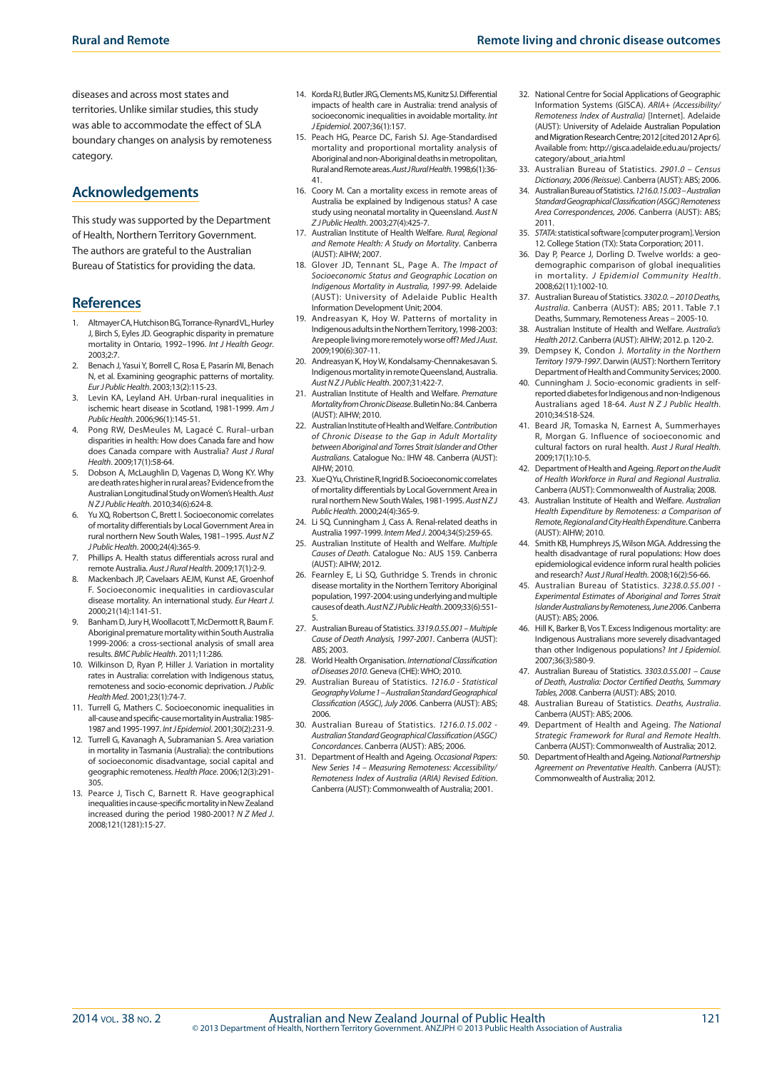diseases and across most states and territories. Unlike similar studies, this study was able to accommodate the effect of SLA boundary changes on analysis by remoteness category.

## Acknowledgements

This study was supported by the Department of Health, Northern Territory Government. The authors are grateful to the Australian Bureau of Statistics for providing the data.

## References

1. Altmayer CA, Hutchison BG, Torrance-Rynard VL, Hurley J, Birch S, Eyles JD. Geographic disparity in premature mortality in Ontario, 1992–1996. *Int J Health Geogr*. 2003;2:7.
2. Benach J, Yasui Y, Borrell C, Rosa E, Pasarín MI, Benach N, et al. Examining geographic patterns of mortality. *Eur J Public Health*. 2003;13(2):115-23.
3. Levin KA, Leyland AH. Urban-rural inequalities in ischemic heart disease in Scotland, 1981-1999. *Am J Public Health*. 2006;96(1):145-51.
4. Pong RW, DesMeules M, Lagacé C. Rural–urban disparities in health: How does Canada fare and how does Canada compare with Australia? *Aust J Rural Health*. 2009;17(1):58-64.
5. Dobson A, McLaughlin D, Vagenas D, Wong KY. Why are death rates higher in rural areas? Evidence from the Australian Longitudinal Study on Women's Health. *Aust N Z J Public Health*. 2010;34(6):624-8.
6. Yu XQ, Robertson C, Brett I. Socioeconomic correlates of mortality differentials by Local Government Area in rural northern New South Wales, 1981–1995. *Aust N Z J Public Health*. 2000;24(4):365-9.
7. Phillips A. Health status differentials across rural and remote Australia. *Aust J Rural Health*. 2009;17(1):2-9.
8. Mackenbach JP, Cavelaars AEJM, Kunst AE, Groenhof F. Socioeconomic inequalities in cardiovascular disease mortality. An international study. *Eur Heart J*. 2000;21(14):1141-51.
9. Banham D, Jury H, Woollacott T, McDermott R, Baum F. Aboriginal premature mortality within South Australia 1999-2006: a cross-sectional analysis of small area results. *BMC Public Health*. 2011;11:286.
10. Wilkinson D, Ryan P, Hiller J. Variation in mortality rates in Australia: correlation with Indigenous status, remoteness and socio-economic deprivation. *J Public Health Med*. 2001;23(1):74-7.
11. Turrell G, Mathers C. Socioeconomic inequalities in all-cause and specific-cause mortality in Australia: 1985-1987 and 1995-1997. *Int J Epidemiol*. 2001;30(2):231-9.
12. Turrell G, Kavanagh A, Subramanian S. Area variation in mortality in Tasmania (Australia): the contributions of socioeconomic disadvantage, social capital and geographic remoteness. *Health Place*. 2006;12(3):291-305.
13. Pearce J, Tisch C, Barnett R. Have geographical inequalities in cause-specific mortality in New Zealand increased during the period 1980-2001? *N Z Med J*. 2008;121(1281):15-27.
14. Korda RJ, Butler JRG, Clements MS, Kunitz SJ. Differential impacts of health care in Australia: trend analysis of socioeconomic inequalities in avoidable mortality. *Int J Epidemiol*. 2007;36(1):157.
15. Peach HG, Pearce DC, Farish SJ. Age-Standardised mortality and proportional mortality analysis of Aboriginal and non-Aboriginal deaths in metropolitan, Rural and Remote areas. *Aust J Rural Health*. 1998;6(1):36-41.
16. Coory M. Can a mortality excess in remote areas of Australia be explained by Indigenous status? A case study using neonatal mortality in Queensland. *Aust N Z J Public Health*. 2003;27(4):425-7.
17. Australian Institute of Health Welfare. *Rural, Regional and Remote Health: A Study on Mortality*. Canberra (AUST): AIHW; 2007.
18. Glover JD, Tennant SL, Page A. *The Impact of Socioeconomic Status and Geographic Location on Indigenous Mortality in Australia, 1997-99*. Adelaide (AUST): University of Adelaide Public Health Information Development Unit; 2004.
19. Andreasyan K, Hoy W. Patterns of mortality in Indigenous adults in the Northern Territory, 1998-2003: Are people living more remotely worse off? *Med J Aust*. 2009;190(6):307-11.
20. Andreasyan K, Hoy W, Kondalsamy-Chennakesavan S. Indigenous mortality in remote Queensland, Australia. *Aust N Z J Public Health*. 2007;31:422-7.
21. Australian Institute of Health and Welfare. *Premature Mortality from Chronic Disease*. Bulletin No.: 84. Canberra (AUST): AIHW; 2010.
22. Australian Institute of Health and Welfare. *Contribution of Chronic Disease to the Gap in Adult Mortality between Aboriginal and Torres Strait Islander and Other Australians*. Catalogue No.: IHW 48. Canberra (AUST): AIHW; 2010.
23. Xue Q Yu, Christine R, Ingrid B. Socioeconomic correlates of mortality differentials by Local Government Area in rural northern New South Wales, 1981-1995. *Aust N Z J Public Health*. 2000;24(4):365-9.
24. Li SQ, Cunningham J, Cass A. Renal-related deaths in Australia 1997-1999. *Intern Med J*. 2004;34(5):259-65.
25. Australian Institute of Health and Welfare. *Multiple Causes of Death*. Catalogue No.: AUS 159. Canberra (AUST): AIHW; 2012.
26. Fearnley E, Li SQ, Guthridge S. Trends in chronic disease mortality in the Northern Territory Aboriginal population, 1997-2004: using underlying and multiple causes of death. *Aust N Z J Public Health*. 2009;33(6):551-5.
27. Australian Bureau of Statistics. *3319.0.55.001 – Multiple Cause of Death Analysis, 1997-2001*. Canberra (AUST): ABS; 2003.
28. World Health Organisation. *International Classification of Diseases 2010*. Geneva (CHE): WHO; 2010.
29. Australian Bureau of Statistics. *1216.0 - Statistical Geography Volume 1 – Australian Standard Geographical Classification (ASGC), July 2006*. Canberra (AUST): ABS; 2006.
30. Australian Bureau of Statistics. *1216.0.15.002 - Australian Standard Geographical Classification (ASGC) Concordances*. Canberra (AUST): ABS; 2006.
31. Department of Health and Ageing. *Occasional Papers: New Series 14 – Measuring Remoteness: Accessibility/Remoteness Index of Australia (ARIA) Revised Edition*. Canberra (AUST): Commonwealth of Australia; 2001.
32. National Centre for Social Applications of Geographic Information Systems (GISCA). *ARIA+ (Accessibility/Remoteness Index of Australia)* [Internet]. Adelaide (AUST): University of Adelaide Australian Population and Migration Research Centre; 2012 [cited 2012 Apr 6]. Available from: http://gisca.adelaide.edu.au/projects/category/about_aria.html
33. Australian Bureau of Statistics. *2901.0 – Census Dictionary, 2006 (Reissue)*. Canberra (AUST): ABS; 2006.
34. Australian Bureau of Statistics. *1216.0.15.003 – Australian Standard Geographical Classification (ASGC) Remoteness Area Correspondences, 2006*. Canberra (AUST): ABS; 2011.
35. *STATA*: statistical software [computer program]. Version 12. College Station (TX): Stata Corporation; 2011.
36. Day P, Pearce J, Dorling D. Twelve worlds: a geo-demographic comparison of global inequalities in mortality. *J Epidemiol Community Health*. 2008;62(11):1002-10.
37. Australian Bureau of Statistics. *3302.0. – 2010 Deaths, Australia*. Canberra (AUST): ABS; 2011. Table 7.1 Deaths, Summary, Remoteness Areas – 2005-10.
38. Australian Institute of Health and Welfare. *Australia's Health 2012*. Canberra (AUST): AIHW; 2012. p. 120-2.
39. Dempsey K, Condon J. *Mortality in the Northern Territory 1979-1997*. Darwin (AUST): Northern Territory Department of Health and Community Services; 2000.
40. Cunningham J. Socio-economic gradients in self-reported diabetes for Indigenous and non-Indigenous Australians aged 18-64. *Aust N Z J Public Health*. 2010;34:S18-S24.
41. Beard JR, Tomaska N, Earnest A, Summerhayes R, Morgan G. Influence of socioeconomic and cultural factors on rural health. *Aust J Rural Health*. 2009;17(1):10-5.
42. Department of Health and Ageing. *Report on the Audit of Health Workforce in Rural and Regional Australia*. Canberra (AUST): Commonwealth of Australia; 2008.
43. Australian Institute of Health and Welfare. *Australian Health Expenditure by Remoteness: a Comparison of Remote, Regional and City Health Expenditure*. Canberra (AUST): AIHW; 2010.
44. Smith KB, Humphreys JS, Wilson MGA. Addressing the health disadvantage of rural populations: How does epidemiological evidence inform rural health policies and research? *Aust J Rural Health*. 2008;16(2):56-66.
45. Australian Bureau of Statistics. *3238.0.55.001 - Experimental Estimates of Aboriginal and Torres Strait Islander Australians by Remoteness, June 2006*. Canberra (AUST): ABS; 2006.
46. Hill K, Barker B, Vos T. Excess Indigenous mortality: are Indigenous Australians more severely disadvantaged than other Indigenous populations? *Int J Epidemiol*. 2007;36(3):580-9.
47. Australian Bureau of Statistics. *3303.0.55.001 – Cause of Death, Australia: Doctor Certified Deaths, Summary Tables, 2008*. Canberra (AUST): ABS; 2010.
48. Australian Bureau of Statistics. *Deaths, Australia*. Canberra (AUST): ABS; 2006.
49. Department of Health and Ageing. *The National Strategic Framework for Rural and Remote Health*. Canberra (AUST): Commonwealth of Australia; 2012.
50. Department of Health and Ageing. *National Partnership Agreement on Preventative Health*. Canberra (AUST): Commonwealth of Australia; 2012.

© 2013 Department of Health, Northern Territory Government. ANZJPH © 2013 Public Health Association of Australia